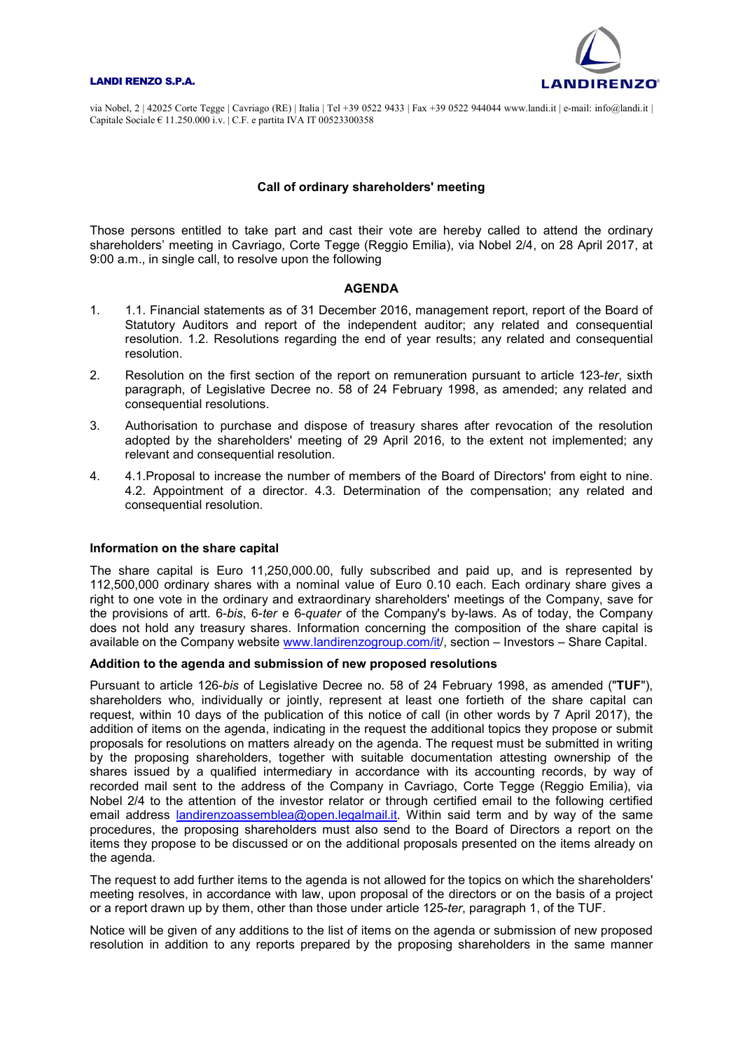**LANDI RENZO S.P.A.**

LANDIRENZO®

via Nobel, 2 | 42025 Corte Tegge | Cavriago (RE) | Italia | Tel +39 0522 9433 | Fax +39 0522 944044 www.landi.it | e-mail: info@landi.it | Capitale Sociale € 11.250.000 i.v. | C.F. e partita IVA IT 00523300358

## Call of ordinary shareholders' meeting

Those persons entitled to take part and cast their vote are hereby called to attend the ordinary shareholders' meeting in Cavriago, Corte Tegge (Reggio Emilia), via Nobel 2/4, on 28 April 2017, at 9:00 a.m., in single call, to resolve upon the following

### AGENDA

1. 1.1. Financial statements as of 31 December 2016, management report, report of the Board of Statutory Auditors and report of the independent auditor; any related and consequential resolution. 1.2. Resolutions regarding the end of year results; any related and consequential resolution.
2. Resolution on the first section of the report on remuneration pursuant to article 123-*ter*, sixth paragraph, of Legislative Decree no. 58 of 24 February 1998, as amended; any related and consequential resolutions.
3. Authorisation to purchase and dispose of treasury shares after revocation of the resolution adopted by the shareholders' meeting of 29 April 2016, to the extent not implemented; any relevant and consequential resolution.
4. 4.1.Proposal to increase the number of members of the Board of Directors' from eight to nine. 4.2. Appointment of a director. 4.3. Determination of the compensation; any related and consequential resolution.

**Information on the share capital**

The share capital is Euro 11,250,000.00, fully subscribed and paid up, and is represented by 112,500,000 ordinary shares with a nominal value of Euro 0.10 each. Each ordinary share gives a right to one vote in the ordinary and extraordinary shareholders' meetings of the Company, save for the provisions of artt. 6-*bis*, 6-*ter* e 6-*quater* of the Company's by-laws. As of today, the Company does not hold any treasury shares. Information concerning the composition of the share capital is available on the Company website www.landirenzogroup.com/it/, section – Investors – Share Capital.

**Addition to the agenda and submission of new proposed resolutions**

Pursuant to article 126-*bis* of Legislative Decree no. 58 of 24 February 1998, as amended ("**TUF**"), shareholders who, individually or jointly, represent at least one fortieth of the share capital can request, within 10 days of the publication of this notice of call (in other words by 7 April 2017), the addition of items on the agenda, indicating in the request the additional topics they propose or submit proposals for resolutions on matters already on the agenda. The request must be submitted in writing by the proposing shareholders, together with suitable documentation attesting ownership of the shares issued by a qualified intermediary in accordance with its accounting records, by way of recorded mail sent to the address of the Company in Cavriago, Corte Tegge (Reggio Emilia), via Nobel 2/4 to the attention of the investor relator or through certified email to the following certified email address landirenzoassemblea@open.legalmail.it. Within said term and by way of the same procedures, the proposing shareholders must also send to the Board of Directors a report on the items they propose to be discussed or on the additional proposals presented on the items already on the agenda.

The request to add further items to the agenda is not allowed for the topics on which the shareholders' meeting resolves, in accordance with law, upon proposal of the directors or on the basis of a project or a report drawn up by them, other than those under article 125-*ter*, paragraph 1, of the TUF.

Notice will be given of any additions to the list of items on the agenda or submission of new proposed resolution in addition to any reports prepared by the proposing shareholders in the same manner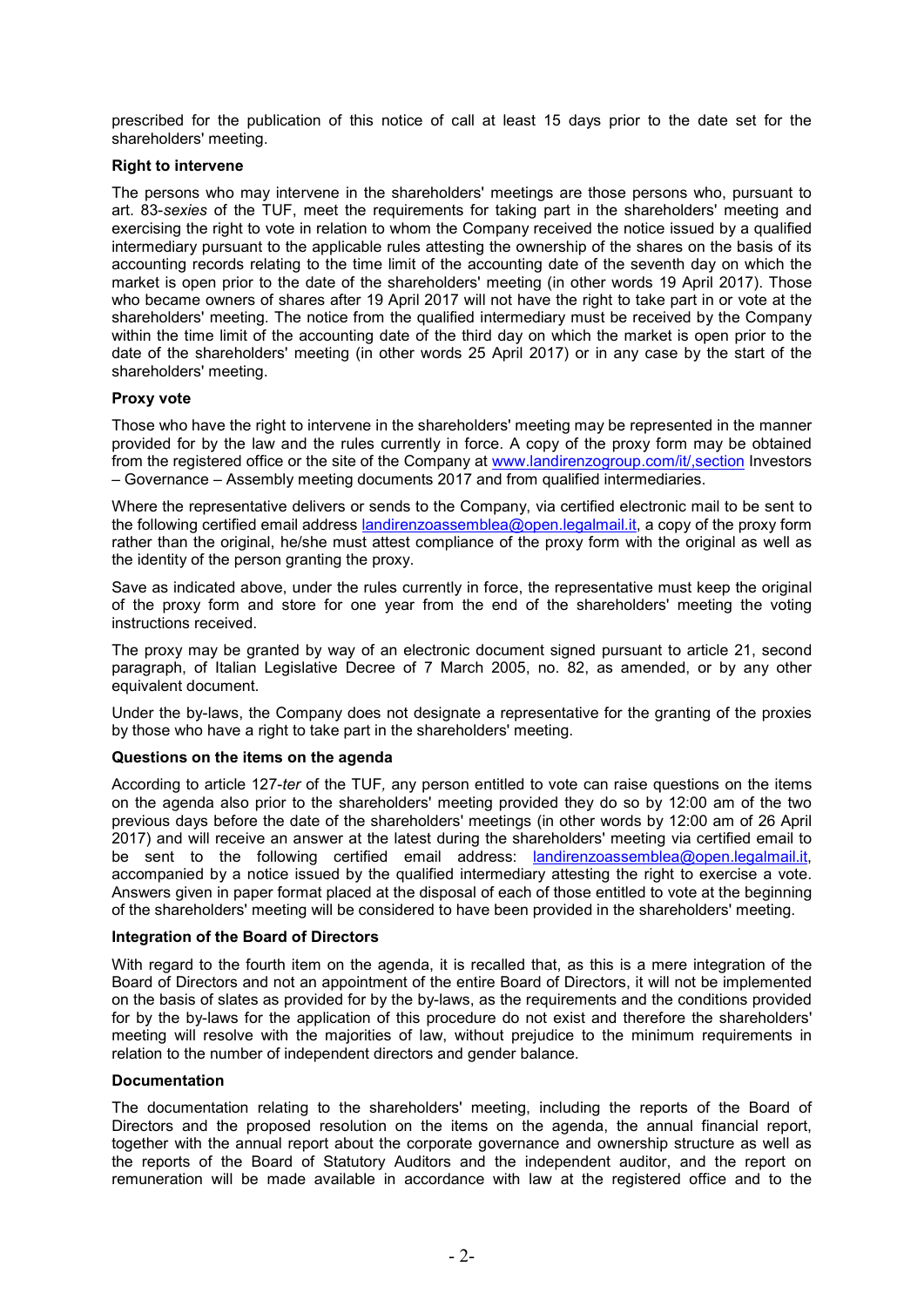prescribed for the publication of this notice of call at least 15 days prior to the date set for the shareholders' meeting.

**Right to intervene**

The persons who may intervene in the shareholders' meetings are those persons who, pursuant to art. 83-*sexies* of the TUF, meet the requirements for taking part in the shareholders' meeting and exercising the right to vote in relation to whom the Company received the notice issued by a qualified intermediary pursuant to the applicable rules attesting the ownership of the shares on the basis of its accounting records relating to the time limit of the accounting date of the seventh day on which the market is open prior to the date of the shareholders' meeting (in other words 19 April 2017). Those who became owners of shares after 19 April 2017 will not have the right to take part in or vote at the shareholders' meeting. The notice from the qualified intermediary must be received by the Company within the time limit of the accounting date of the third day on which the market is open prior to the date of the shareholders' meeting (in other words 25 April 2017) or in any case by the start of the shareholders' meeting.

**Proxy vote**

Those who have the right to intervene in the shareholders' meeting may be represented in the manner provided for by the law and the rules currently in force. A copy of the proxy form may be obtained from the registered office or the site of the Company at www.landirenzogroup.com/it/,section Investors – Governance – Assembly meeting documents 2017 and from qualified intermediaries.

Where the representative delivers or sends to the Company, via certified electronic mail to be sent to the following certified email address landirenzoassemblea@open.legalmail.it, a copy of the proxy form rather than the original, he/she must attest compliance of the proxy form with the original as well as the identity of the person granting the proxy.

Save as indicated above, under the rules currently in force, the representative must keep the original of the proxy form and store for one year from the end of the shareholders' meeting the voting instructions received.

The proxy may be granted by way of an electronic document signed pursuant to article 21, second paragraph, of Italian Legislative Decree of 7 March 2005, no. 82, as amended, or by any other equivalent document.

Under the by-laws, the Company does not designate a representative for the granting of the proxies by those who have a right to take part in the shareholders' meeting.

**Questions on the items on the agenda**

According to article 127-*ter* of the TUF*,* any person entitled to vote can raise questions on the items on the agenda also prior to the shareholders' meeting provided they do so by 12:00 am of the two previous days before the date of the shareholders' meetings (in other words by 12:00 am of 26 April 2017) and will receive an answer at the latest during the shareholders' meeting via certified email to be sent to the following certified email address: landirenzoassemblea@open.legalmail.it, accompanied by a notice issued by the qualified intermediary attesting the right to exercise a vote. Answers given in paper format placed at the disposal of each of those entitled to vote at the beginning of the shareholders' meeting will be considered to have been provided in the shareholders' meeting.

**Integration of the Board of Directors**

With regard to the fourth item on the agenda, it is recalled that, as this is a mere integration of the Board of Directors and not an appointment of the entire Board of Directors, it will not be implemented on the basis of slates as provided for by the by-laws, as the requirements and the conditions provided for by the by-laws for the application of this procedure do not exist and therefore the shareholders' meeting will resolve with the majorities of law, without prejudice to the minimum requirements in relation to the number of independent directors and gender balance.

**Documentation**

The documentation relating to the shareholders' meeting, including the reports of the Board of Directors and the proposed resolution on the items on the agenda, the annual financial report, together with the annual report about the corporate governance and ownership structure as well as the reports of the Board of Statutory Auditors and the independent auditor, and the report on remuneration will be made available in accordance with law at the registered office and to the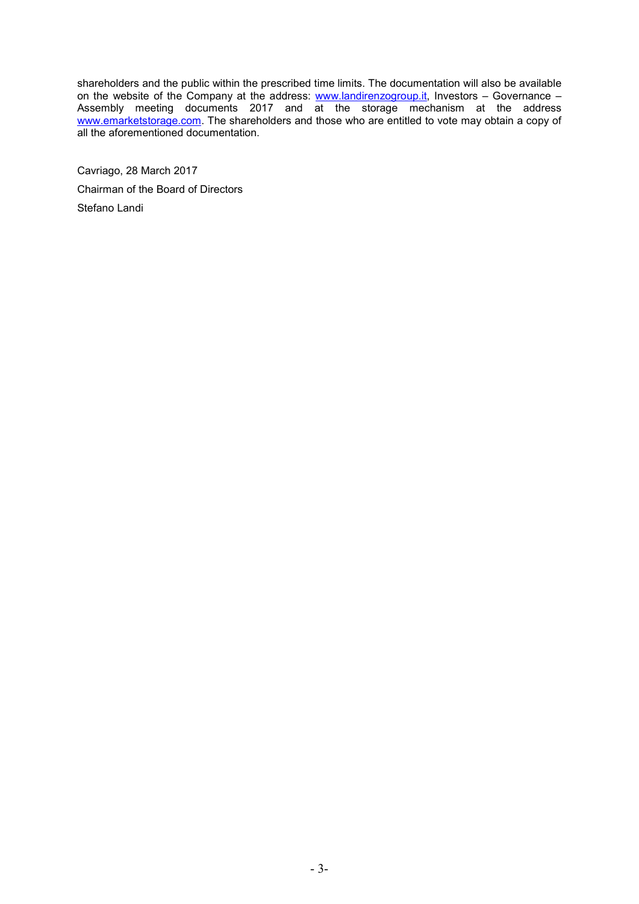shareholders and the public within the prescribed time limits. The documentation will also be available on the website of the Company at the address: www.landirenzogroup.it, Investors – Governance – Assembly meeting documents 2017 and at the storage mechanism at the address www.emarketstorage.com. The shareholders and those who are entitled to vote may obtain a copy of all the aforementioned documentation.

Cavriago, 28 March 2017

Chairman of the Board of Directors

Stefano Landi